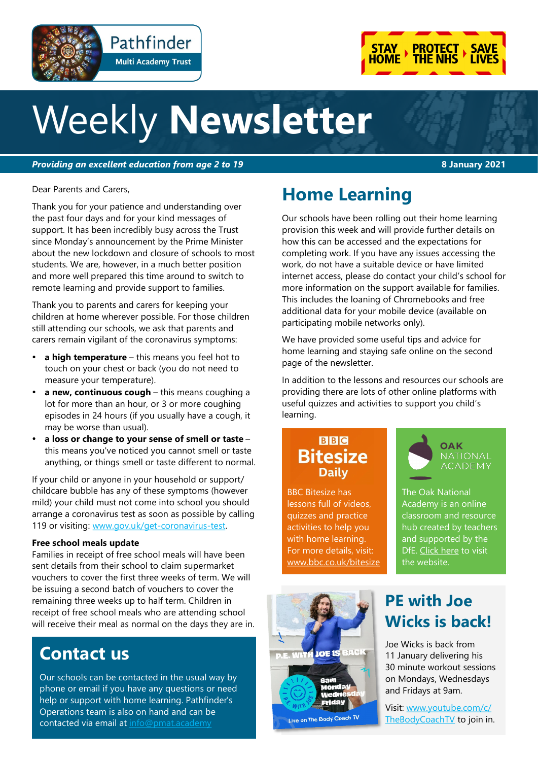Pathfinder Multi Academy Trust

STAY HOME ▸ PROTECT THE NHS ▸ SAVE LIVES

# Weekly **Newsletter**

***Providing an excellent education from age 2 to 19*** **8 January 2021**

Dear Parents and Carers,

Thank you for your patience and understanding over the past four days and for your kind messages of support. It has been incredibly busy across the Trust since Monday's announcement by the Prime Minister about the new lockdown and closure of schools to most students. We are, however, in a much better position and more well prepared this time around to switch to remote learning and provide support to families.

Thank you to parents and carers for keeping your children at home wherever possible. For those children still attending our schools, we ask that parents and carers remain vigilant of the coronavirus symptoms:

- **a high temperature** – this means you feel hot to touch on your chest or back (you do not need to measure your temperature).
- **a new, continuous cough** – this means coughing a lot for more than an hour, or 3 or more coughing episodes in 24 hours (if you usually have a cough, it may be worse than usual).
- **a loss or change to your sense of smell or taste** – this means you've noticed you cannot smell or taste anything, or things smell or taste different to normal.

If your child or anyone in your household or support/ childcare bubble has any of these symptoms (however mild) your child must not come into school you should arrange a coronavirus test as soon as possible by calling 119 or visiting: [www.gov.uk/get-coronavirus-test](www.gov.uk/get-coronavirus-test).

**Free school meals update**
Families in receipt of free school meals will have been sent details from their school to claim supermarket vouchers to cover the first three weeks of term. We will be issuing a second batch of vouchers to cover the remaining three weeks up to half term. Children in receipt of free school meals who are attending school will receive their meal as normal on the days they are in.

## Contact us

Our schools can be contacted in the usual way by phone or email if you have any questions or need help or support with home learning. Pathfinder's Operations team is also on hand and can be contacted via email at info@pmat.academy

## Home Learning

Our schools have been rolling out their home learning provision this week and will provide further details on how this can be accessed and the expectations for completing work. If you have any issues accessing the work, do not have a suitable device or have limited internet access, please do contact your child's school for more information on the support available for families. This includes the loaning of Chromebooks and free additional data for your mobile device (available on participating mobile networks only).

We have provided some useful tips and advice for home learning and staying safe online on the second page of the newsletter.

In addition to the lessons and resources our schools are providing there are lots of other online platforms with useful quizzes and activities to support you child's learning.

**BBC Bitesize Daily**

BBC Bitesize has lessons full of videos, quizzes and practice activities to help you with home learning. For more details, visit: [www.bbc.co.uk/bitesize](www.bbc.co.uk/bitesize)

**OAK NATIONAL ACADEMY**

The Oak National Academy is an online classroom and resource hub created by teachers and supported by the DfE. Click here to visit the website.

## PE with Joe Wicks is back!

Joe Wicks is back from 11 January delivering his 30 minute workout sessions on Mondays, Wednesdays and Fridays at 9am.

Visit: [www.youtube.com/c/TheBodyCoachTV](www.youtube.com/c/TheBodyCoachTV) to join in.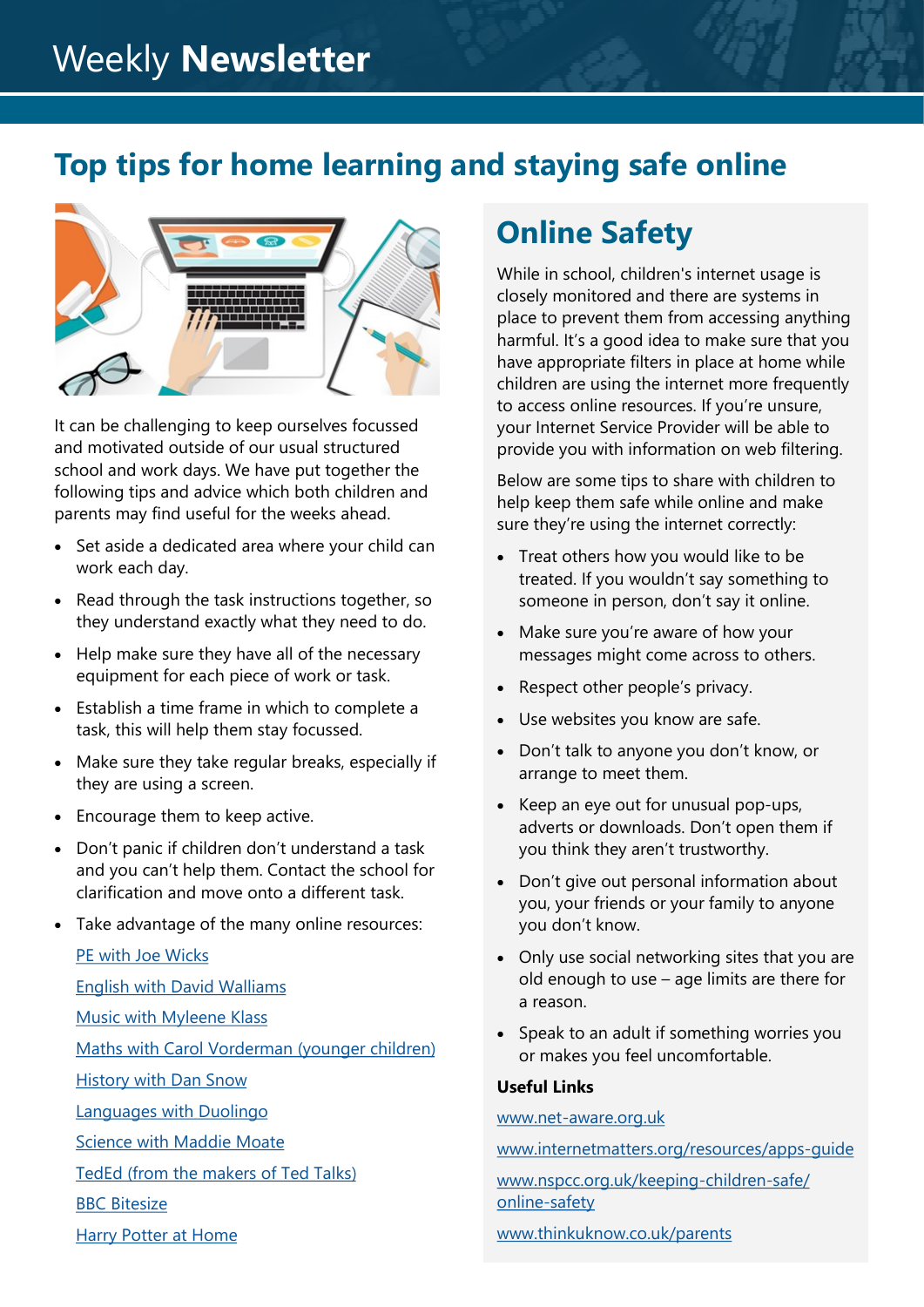# Weekly **Newsletter**

## Top tips for home learning and staying safe online

It can be challenging to keep ourselves focussed and motivated outside of our usual structured school and work days. We have put together the following tips and advice which both children and parents may find useful for the weeks ahead.

- Set aside a dedicated area where your child can work each day.
- Read through the task instructions together, so they understand exactly what they need to do.
- Help make sure they have all of the necessary equipment for each piece of work or task.
- Establish a time frame in which to complete a task, this will help them stay focussed.
- Make sure they take regular breaks, especially if they are using a screen.
- Encourage them to keep active.
- Don't panic if children don't understand a task and you can't help them. Contact the school for clarification and move onto a different task.
- Take advantage of the many online resources:

  PE with Joe Wicks

  English with David Walliams

  Music with Myleene Klass

  Maths with Carol Vorderman (younger children)

  History with Dan Snow

  Languages with Duolingo

  Science with Maddie Moate

  TedEd (from the makers of Ted Talks)

  BBC Bitesize

  Harry Potter at Home

## Online Safety

While in school, children's internet usage is closely monitored and there are systems in place to prevent them from accessing anything harmful. It's a good idea to make sure that you have appropriate filters in place at home while children are using the internet more frequently to access online resources. If you're unsure, your Internet Service Provider will be able to provide you with information on web filtering.

Below are some tips to share with children to help keep them safe while online and make sure they're using the internet correctly:

- Treat others how you would like to be treated. If you wouldn't say something to someone in person, don't say it online.
- Make sure you're aware of how your messages might come across to others.
- Respect other people's privacy.
- Use websites you know are safe.
- Don't talk to anyone you don't know, or arrange to meet them.
- Keep an eye out for unusual pop-ups, adverts or downloads. Don't open them if you think they aren't trustworthy.
- Don't give out personal information about you, your friends or your family to anyone you don't know.
- Only use social networking sites that you are old enough to use – age limits are there for a reason.
- Speak to an adult if something worries you or makes you feel uncomfortable.

**Useful Links**

www.net-aware.org.uk

www.internetmatters.org/resources/apps-guide

www.nspcc.org.uk/keeping-children-safe/online-safety

www.thinkuknow.co.uk/parents